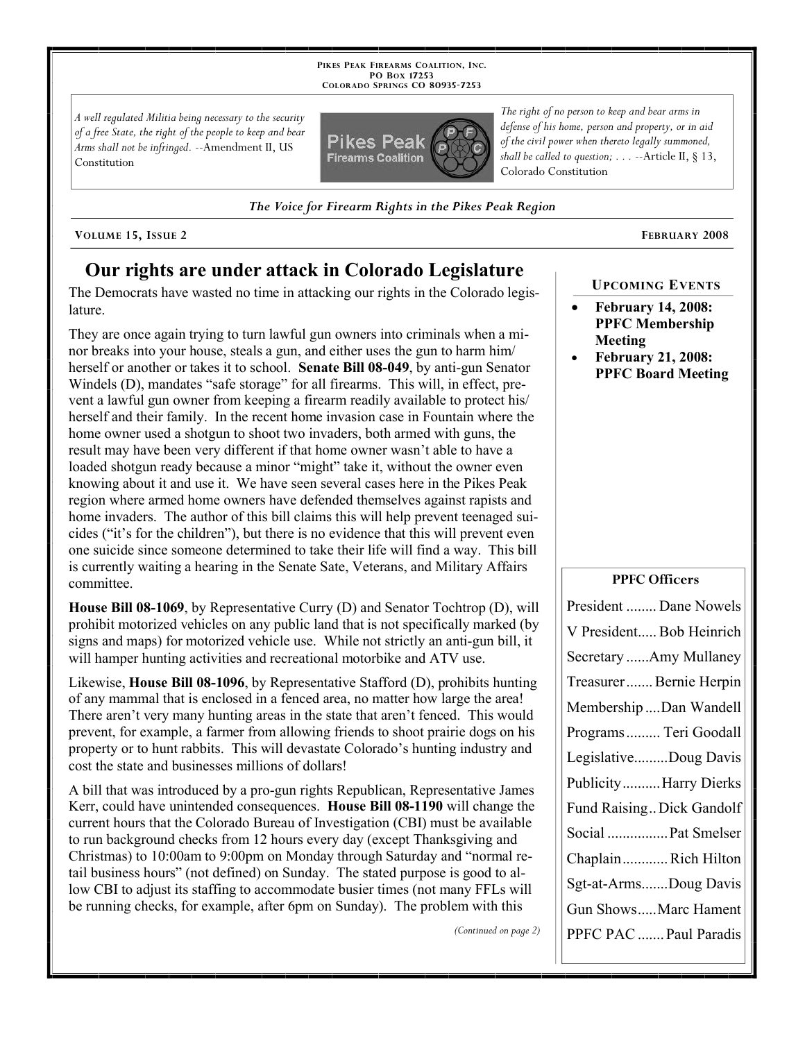PIKES PEAK FIREARMS COALITION, INC.
PO BOX 17253
COLORADO SPRINGS CO 80935-7253

*A well regulated Militia being necessary to the security of a free State, the right of the people to keep and bear Arms shall not be infringed.* --Amendment II, US Constitution

*The right of no person to keep and bear arms in defense of his home, person and property, or in aid of the civil power when thereto legally summoned, shall be called to question; . . .* --Article II, § 13, Colorado Constitution

***The Voice for Firearm Rights in the Pikes Peak Region***

**VOLUME 15, ISSUE 2** **FEBRUARY 2008**

# Our rights are under attack in Colorado Legislature

The Democrats have wasted no time in attacking our rights in the Colorado legislature.

They are once again trying to turn lawful gun owners into criminals when a minor breaks into your house, steals a gun, and either uses the gun to harm him/herself or another or takes it to school. **Senate Bill 08-049**, by anti-gun Senator Windels (D), mandates "safe storage" for all firearms. This will, in effect, prevent a lawful gun owner from keeping a firearm readily available to protect his/herself and their family. In the recent home invasion case in Fountain where the home owner used a shotgun to shoot two invaders, both armed with guns, the result may have been very different if that home owner wasn't able to have a loaded shotgun ready because a minor "might" take it, without the owner even knowing about it and use it. We have seen several cases here in the Pikes Peak region where armed home owners have defended themselves against rapists and home invaders. The author of this bill claims this will help prevent teenaged suicides ("it's for the children"), but there is no evidence that this will prevent even one suicide since someone determined to take their life will find a way. This bill is currently waiting a hearing in the Senate Sate, Veterans, and Military Affairs committee.

**House Bill 08-1069**, by Representative Curry (D) and Senator Tochtrop (D), will prohibit motorized vehicles on any public land that is not specifically marked (by signs and maps) for motorized vehicle use. While not strictly an anti-gun bill, it will hamper hunting activities and recreational motorbike and ATV use.

Likewise, **House Bill 08-1096**, by Representative Stafford (D), prohibits hunting of any mammal that is enclosed in a fenced area, no matter how large the area! There aren't very many hunting areas in the state that aren't fenced. This would prevent, for example, a farmer from allowing friends to shoot prairie dogs on his property or to hunt rabbits. This will devastate Colorado's hunting industry and cost the state and businesses millions of dollars!

A bill that was introduced by a pro-gun rights Republican, Representative James Kerr, could have unintended consequences. **House Bill 08-1190** will change the current hours that the Colorado Bureau of Investigation (CBI) must be available to run background checks from 12 hours every day (except Thanksgiving and Christmas) to 10:00am to 9:00pm on Monday through Saturday and "normal retail business hours" (not defined) on Sunday. The stated purpose is good to allow CBI to adjust its staffing to accommodate busier times (not many FFLs will be running checks, for example, after 6pm on Sunday). The problem with this

*(Continued on page 2)*

## UPCOMING EVENTS

- **February 14, 2008: PPFC Membership Meeting**
- **February 21, 2008: PPFC Board Meeting**

## PPFC Officers

| Office | Name |
| --- | --- |
| President | Dane Nowels |
| V President | Bob Heinrich |
| Secretary | Amy Mullaney |
| Treasurer | Bernie Herpin |
| Membership | Dan Wandell |
| Programs | Teri Goodall |
| Legislative | Doug Davis |
| Publicity | Harry Dierks |
| Fund Raising | Dick Gandolf |
| Social | Pat Smelser |
| Chaplain | Rich Hilton |
| Sgt-at-Arms | Doug Davis |
| Gun Shows | Marc Hament |
| PPFC PAC | Paul Paradis |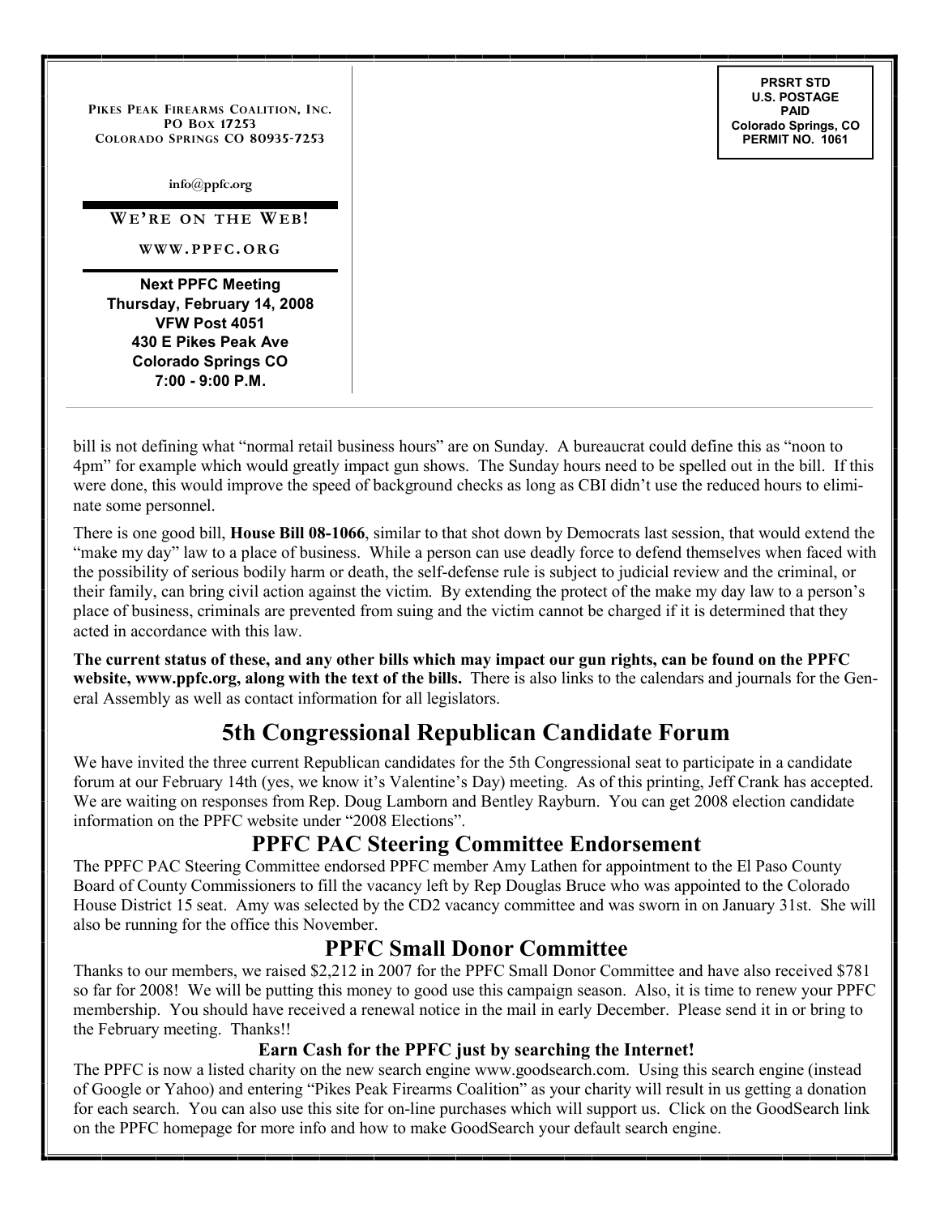PIKES PEAK FIREARMS COALITION, INC.
PO BOX 17253
COLORADO SPRINGS CO 80935-7253

info@ppfc.org

**WE'RE ON THE WEB!**

**WWW.PPFC.ORG**

**Next PPFC Meeting**
**Thursday, February 14, 2008**
**VFW Post 4051**
**430 E Pikes Peak Ave**
**Colorado Springs CO**
**7:00 - 9:00 P.M.**

PRSRT STD
U.S. POSTAGE
PAID
Colorado Springs, CO
PERMIT NO. 1061

bill is not defining what "normal retail business hours" are on Sunday. A bureaucrat could define this as "noon to 4pm" for example which would greatly impact gun shows. The Sunday hours need to be spelled out in the bill. If this were done, this would improve the speed of background checks as long as CBI didn't use the reduced hours to eliminate some personnel.

There is one good bill, **House Bill 08-1066**, similar to that shot down by Democrats last session, that would extend the "make my day" law to a place of business. While a person can use deadly force to defend themselves when faced with the possibility of serious bodily harm or death, the self-defense rule is subject to judicial review and the criminal, or their family, can bring civil action against the victim. By extending the protect of the make my day law to a person's place of business, criminals are prevented from suing and the victim cannot be charged if it is determined that they acted in accordance with this law.

**The current status of these, and any other bills which may impact our gun rights, can be found on the PPFC website, www.ppfc.org, along with the text of the bills.** There is also links to the calendars and journals for the General Assembly as well as contact information for all legislators.

## 5th Congressional Republican Candidate Forum

We have invited the three current Republican candidates for the 5th Congressional seat to participate in a candidate forum at our February 14th (yes, we know it's Valentine's Day) meeting. As of this printing, Jeff Crank has accepted. We are waiting on responses from Rep. Doug Lamborn and Bentley Rayburn. You can get 2008 election candidate information on the PPFC website under "2008 Elections".

## PPFC PAC Steering Committee Endorsement

The PPFC PAC Steering Committee endorsed PPFC member Amy Lathen for appointment to the El Paso County Board of County Commissioners to fill the vacancy left by Rep Douglas Bruce who was appointed to the Colorado House District 15 seat. Amy was selected by the CD2 vacancy committee and was sworn in on January 31st. She will also be running for the office this November.

## PPFC Small Donor Committee

Thanks to our members, we raised $2,212 in 2007 for the PPFC Small Donor Committee and have also received $781 so far for 2008! We will be putting this money to good use this campaign season. Also, it is time to renew your PPFC membership. You should have received a renewal notice in the mail in early December. Please send it in or bring to the February meeting. Thanks!!

### Earn Cash for the PPFC just by searching the Internet!

The PPFC is now a listed charity on the new search engine www.goodsearch.com. Using this search engine (instead of Google or Yahoo) and entering "Pikes Peak Firearms Coalition" as your charity will result in us getting a donation for each search. You can also use this site for on-line purchases which will support us. Click on the GoodSearch link on the PPFC homepage for more info and how to make GoodSearch your default search engine.